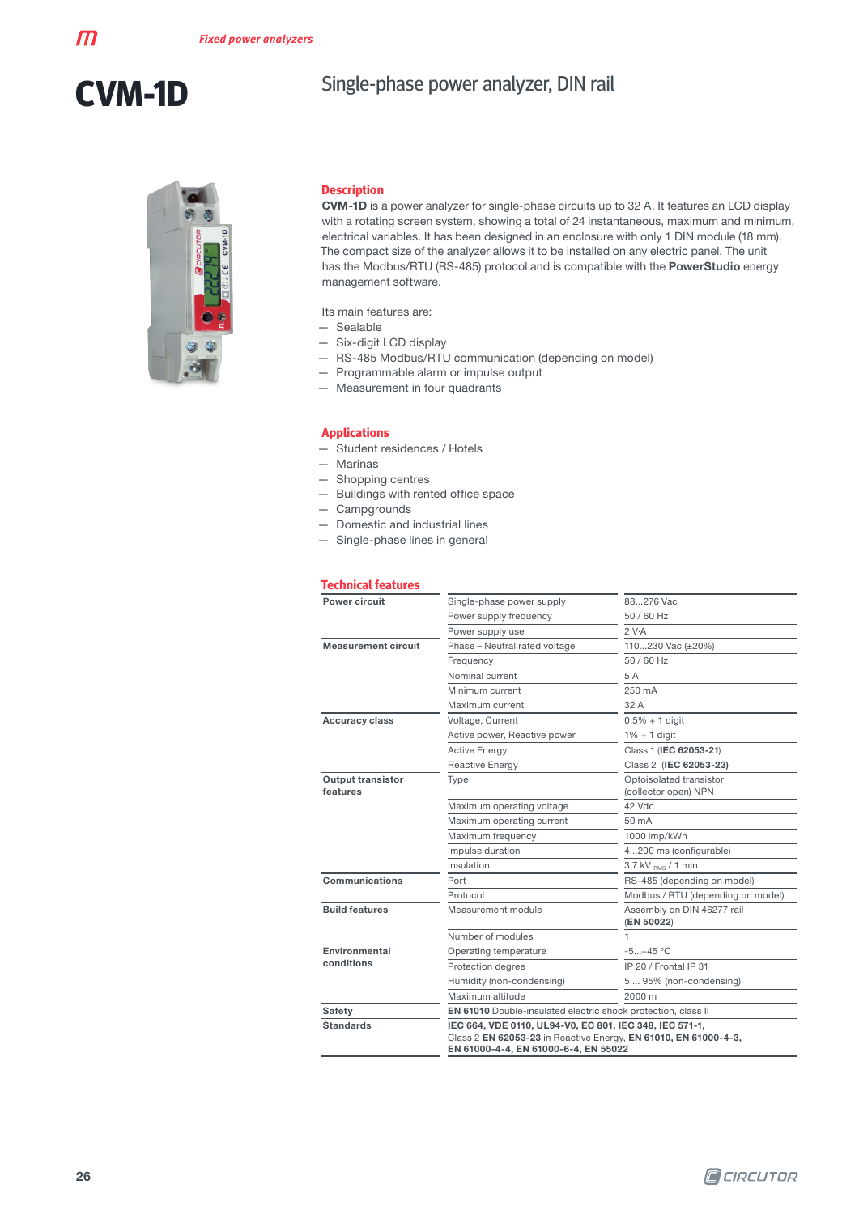# CVM-1D

## Single-phase power analyzer, DIN rail

### Description

**CVM-1D** is a power analyzer for single-phase circuits up to 32 A. It features an LCD display with a rotating screen system, showing a total of 24 instantaneous, maximum and minimum, electrical variables. It has been designed in an enclosure with only 1 DIN module (18 mm). The compact size of the analyzer allows it to be installed on any electric panel. The unit has the Modbus/RTU (RS-485) protocol and is compatible with the **PowerStudio** energy management software.

Its main features are:

- Sealable
- Six-digit LCD display
- RS-485 Modbus/RTU communication (depending on model)
- Programmable alarm or impulse output
- Measurement in four quadrants

### Applications

- Student residences / Hotels
- Marinas
- Shopping centres
- Buildings with rented office space
- Campgrounds
- Domestic and industrial lines
- Single-phase lines in general

### Technical features

| | | |
|---|---|---|
| **Power circuit** | Single-phase power supply | 88...276 Vac |
| | Power supply frequency | 50 / 60 Hz |
| | Power supply use | 2 V·A |
| **Measurement circuit** | Phase – Neutral rated voltage | 110...230 Vac (±20%) |
| | Frequency | 50 / 60 Hz |
| | Nominal current | 5 A |
| | Minimum current | 250 mA |
| | Maximum current | 32 A |
| **Accuracy class** | Voltage, Current | 0.5% + 1 digit |
| | Active power, Reactive power | 1% + 1 digit |
| | Active Energy | Class 1 (**IEC 62053-21**) |
| | Reactive Energy | Class 2 (**IEC 62053-23**) |
| **Output transistor features** | Type | Optoisolated transistor (collector open) NPN |
| | Maximum operating voltage | 42 Vdc |
| | Maximum operating current | 50 mA |
| | Maximum frequency | 1000 imp/kWh |
| | Impulse duration | 4...200 ms (configurable) |
| | Insulation | 3.7 kV $_{RMS}$ / 1 min |
| **Communications** | Port | RS-485 (depending on model) |
| | Protocol | Modbus / RTU (depending on model) |
| **Build features** | Measurement module | Assembly on DIN 46277 rail (**EN 50022**) |
| | Number of modules | 1 |
| **Environmental conditions** | Operating temperature | -5...+45 °C |
| | Protection degree | IP 20 / Frontal IP 31 |
| | Humidity (non-condensing) | 5 ... 95% (non-condensing) |
| | Maximum altitude | 2000 m |
| **Safety** | **EN 61010** Double-insulated electric shock protection, class II | |
| **Standards** | **IEC 664, VDE 0110, UL94-V0, EC 801, IEC 348, IEC 571-1,** Class 2 **EN 62053-23** in Reactive Energy, **EN 61010, EN 61000-4-3, EN 61000-4-4, EN 61000-6-4, EN 55022** | |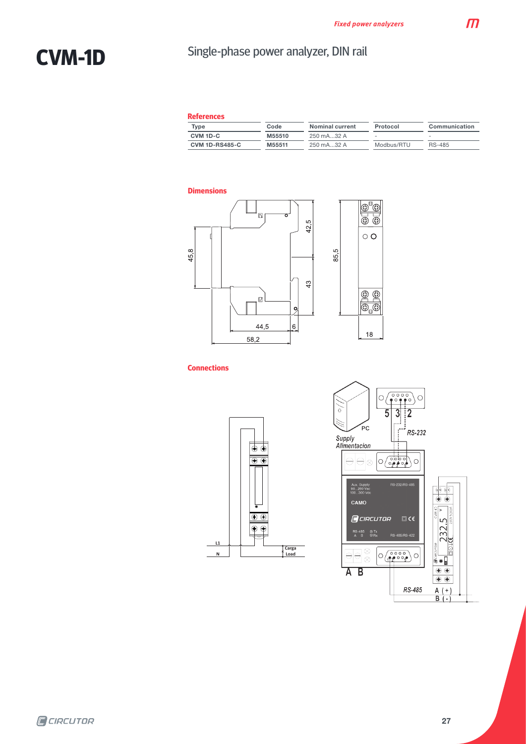# CVM-1D

## Single-phase power analyzer, DIN rail

### References

| Type | Code | Nominal current | Protocol | Communication |
| --- | --- | --- | --- | --- |
| CVM 1D-C | M55510 | 250 mA...32 A | - | - |
| CVM 1D-RS485-C | M55511 | 250 mA...32 A | Modbus/RTU | RS-485 |

### Dimensions

42,5
43
45,8
85,5
44,5
6
58,2
18

### Connections

L1
N
Carga
Load

PC
5 3 2
RS-232
Supply
Alimentacion
Aux. Supply
90...260 Vac
100...300 Vdc
RS-232/RS-485
CAMO
CIRCUTOR
RS-485
A B
Tx
Rx
RS-485/RS-422
A B
RS-485
A (+)
B (-)
232.5